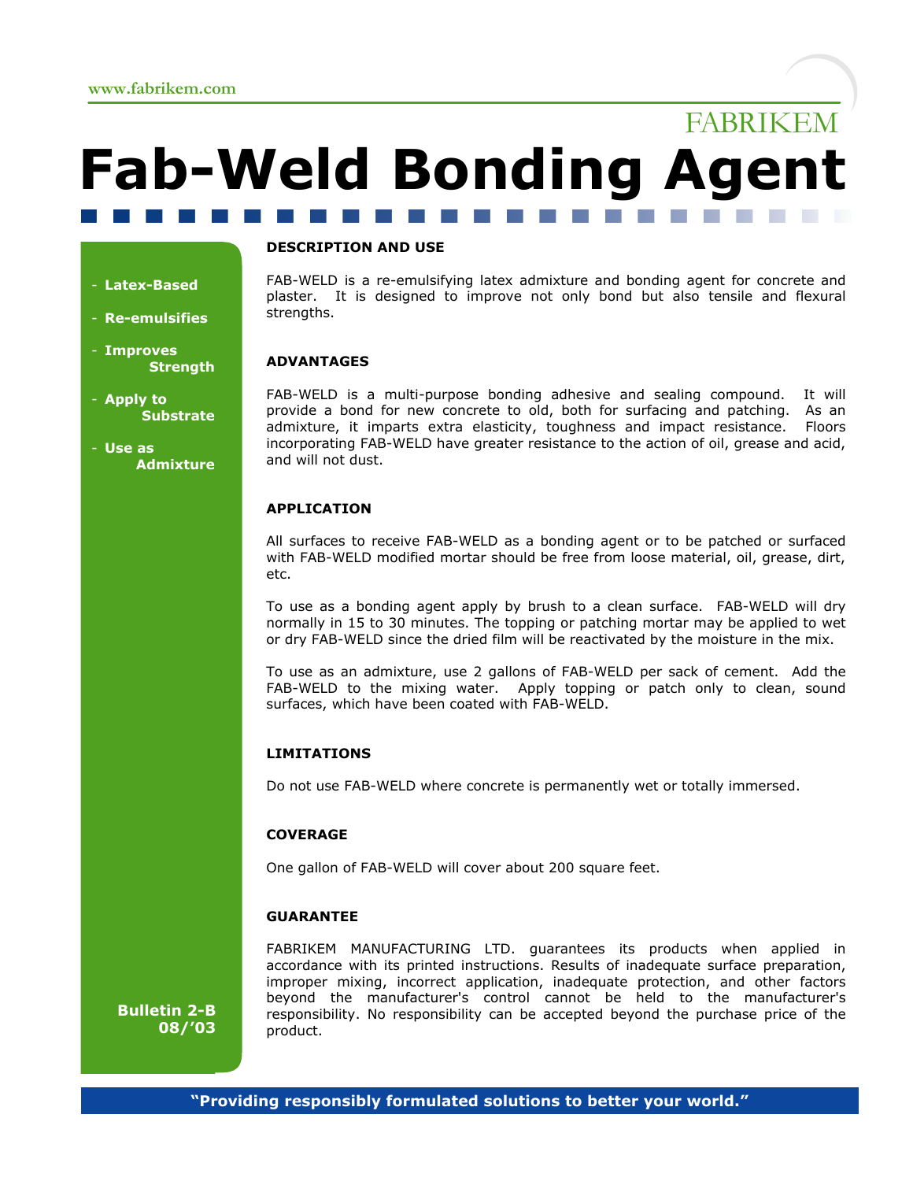www.fabrikem.com

FABRIKEM

# Fab-Weld Bonding Agent

- **Latex-Based**
- **Re-emulsifies**
- **Improves Strength**
- **Apply to Substrate**
- **Use as Admixture**

**Bulletin 2-B**
**08/'03**

## DESCRIPTION AND USE

FAB-WELD is a re-emulsifying latex admixture and bonding agent for concrete and plaster. It is designed to improve not only bond but also tensile and flexural strengths.

## ADVANTAGES

FAB-WELD is a multi-purpose bonding adhesive and sealing compound. It will provide a bond for new concrete to old, both for surfacing and patching. As an admixture, it imparts extra elasticity, toughness and impact resistance. Floors incorporating FAB-WELD have greater resistance to the action of oil, grease and acid, and will not dust.

## APPLICATION

All surfaces to receive FAB-WELD as a bonding agent or to be patched or surfaced with FAB-WELD modified mortar should be free from loose material, oil, grease, dirt, etc.

To use as a bonding agent apply by brush to a clean surface. FAB-WELD will dry normally in 15 to 30 minutes. The topping or patching mortar may be applied to wet or dry FAB-WELD since the dried film will be reactivated by the moisture in the mix.

To use as an admixture, use 2 gallons of FAB-WELD per sack of cement. Add the FAB-WELD to the mixing water. Apply topping or patch only to clean, sound surfaces, which have been coated with FAB-WELD.

## LIMITATIONS

Do not use FAB-WELD where concrete is permanently wet or totally immersed.

## COVERAGE

One gallon of FAB-WELD will cover about 200 square feet.

## GUARANTEE

FABRIKEM MANUFACTURING LTD. guarantees its products when applied in accordance with its printed instructions. Results of inadequate surface preparation, improper mixing, incorrect application, inadequate protection, and other factors beyond the manufacturer's control cannot be held to the manufacturer's responsibility. No responsibility can be accepted beyond the purchase price of the product.

**"Providing responsibly formulated solutions to better your world."**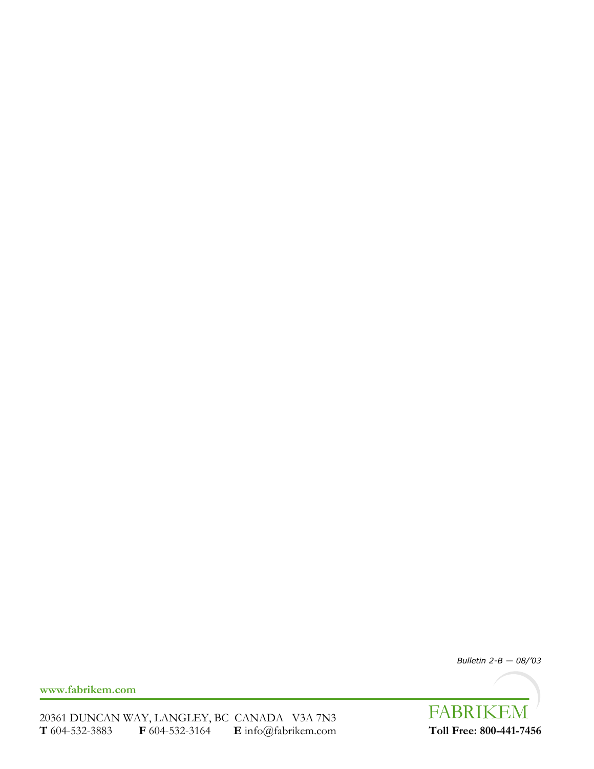*Bulletin 2-B — 08/'03*

**www.fabrikem.com**

20361 DUNCAN WAY, LANGLEY, BC CANADA V3A 7N3
**T** 604-532-3883 **F** 604-532-3164 **E** info@fabrikem.com

FABRIKEM
**Toll Free: 800-441-7456**